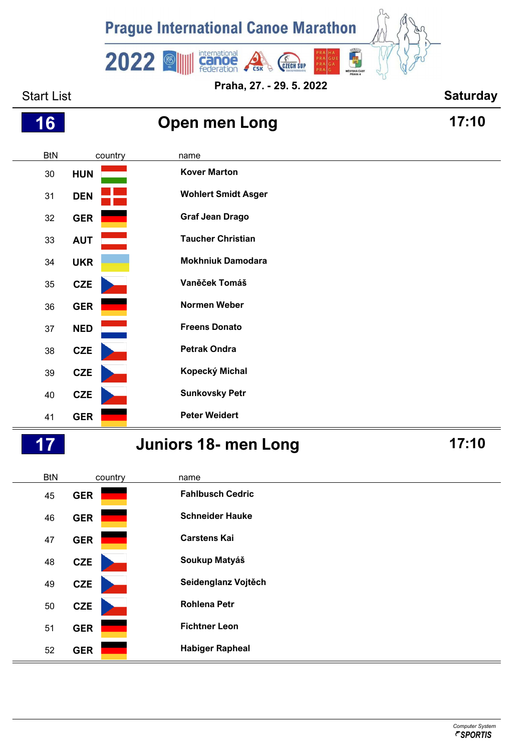# Prague International Canoe Marathon 2022

Praha, 27. - 29. 5. 2022

Start List **Saturday**

## 16 Open men Long 17:10

| BtN | country | name |
|---|---|---|
| 30 | HUN | Kover Marton |
| 31 | DEN | Wohlert Smidt Asger |
| 32 | GER | Graf Jean Drago |
| 33 | AUT | Taucher Christian |
| 34 | UKR | Mokhniuk Damodara |
| 35 | CZE | Vaněček Tomáš |
| 36 | GER | Normen Weber |
| 37 | NED | Freens Donato |
| 38 | CZE | Petrak Ondra |
| 39 | CZE | Kopecký Michal |
| 40 | CZE | Sunkovsky Petr |
| 41 | GER | Peter Weidert |

## 17 Juniors 18- men Long 17:10

| BtN | country | name |
|---|---|---|
| 45 | GER | Fahlbusch Cedric |
| 46 | GER | Schneider Hauke |
| 47 | GER | Carstens Kai |
| 48 | CZE | Soukup Matyáš |
| 49 | CZE | Seidenglanz Vojtěch |
| 50 | CZE | Rohlena Petr |
| 51 | GER | Fichtner Leon |
| 52 | GER | Habiger Rapheal |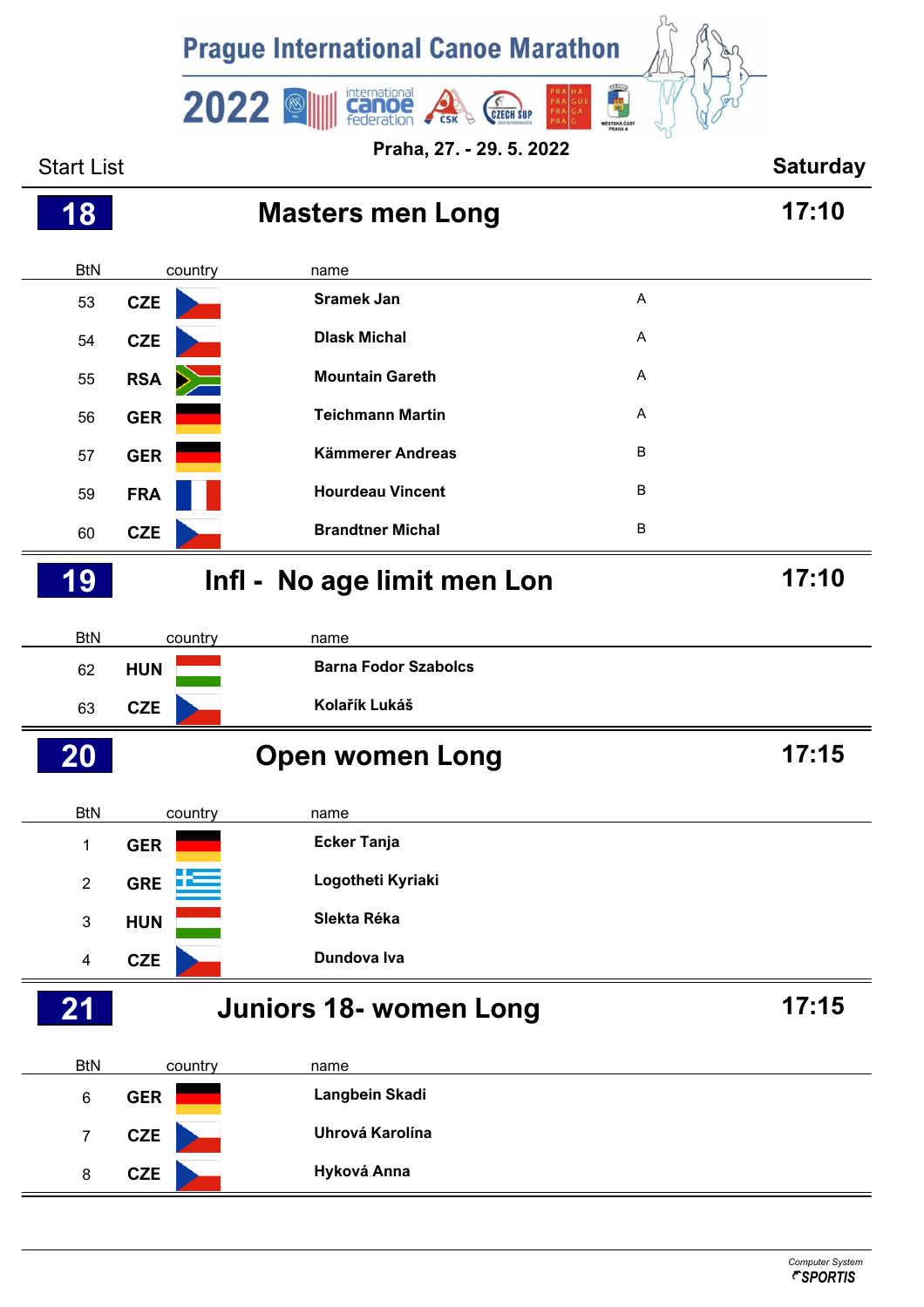Prague International Canoe Marathon 2022

Praha, 27. - 29. 5. 2022

Start List **Saturday**

## 18 Masters men Long 17:10

| BtN | country | name | |
|---|---|---|---|
| 53 | CZE | **Sramek Jan** | A |
| 54 | CZE | **Dlask Michal** | A |
| 55 | RSA | **Mountain Gareth** | A |
| 56 | GER | **Teichmann Martin** | A |
| 57 | GER | **Kämmerer Andreas** | B |
| 59 | FRA | **Hourdeau Vincent** | B |
| 60 | CZE | **Brandtner Michal** | B |

## 19 Infl - No age limit men Lon 17:10

| BtN | country | name |
|---|---|---|
| 62 | HUN | **Barna Fodor Szabolcs** |
| 63 | CZE | **Kolařík Lukáš** |

## 20 Open women Long 17:15

| BtN | country | name |
|---|---|---|
| 1 | GER | **Ecker Tanja** |
| 2 | GRE | **Logotheti Kyriaki** |
| 3 | HUN | **Slekta Réka** |
| 4 | CZE | **Dundova Iva** |

## 21 Juniors 18- women Long 17:15

| BtN | country | name |
|---|---|---|
| 6 | GER | **Langbein Skadi** |
| 7 | CZE | **Uhrová Karolína** |
| 8 | CZE | **Hyková Anna** |

Computer System SPORTIS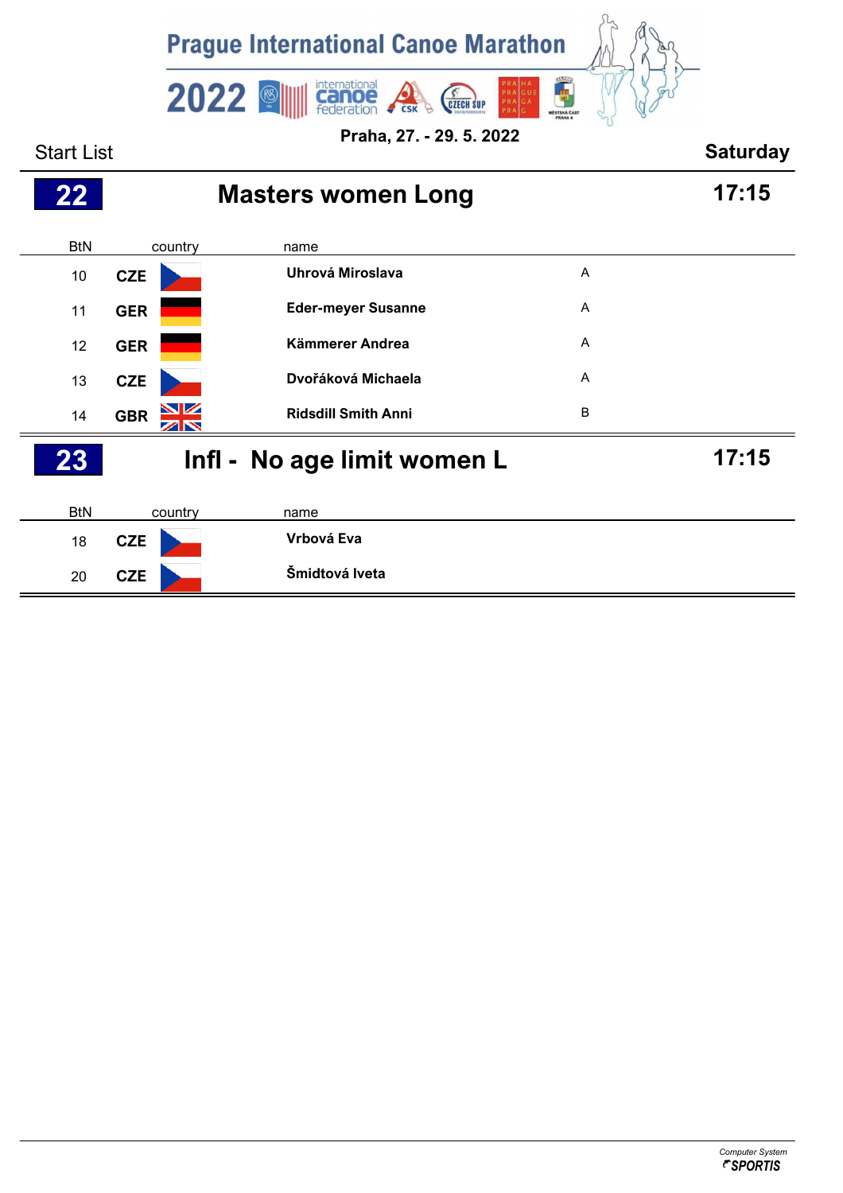# Prague International Canoe Marathon 2022

**Praha, 27. - 29. 5. 2022**

Start List **Saturday**

## 22 Masters women Long 17:15

| BtN | country | name | |
|---|---|---|---|
| 10 | CZE | Uhrová Miroslava | A |
| 11 | GER | Eder-meyer Susanne | A |
| 12 | GER | Kämmerer Andrea | A |
| 13 | CZE | Dvořáková Michaela | A |
| 14 | GBR | Ridsdill Smith Anni | B |

## 23 Infl - No age limit women L 17:15

| BtN | country | name |
|---|---|---|
| 18 | CZE | Vrbová Eva |
| 20 | CZE | Šmidtová Iveta |

Computer System SPORTIS